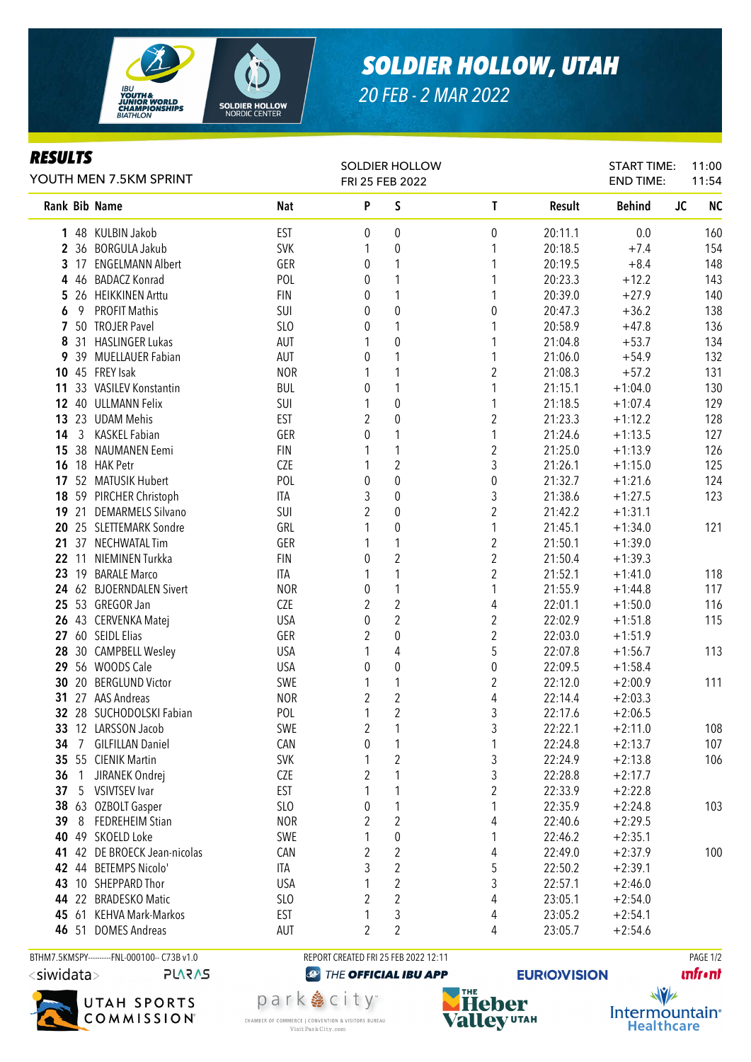# SOLDIER HOLLOW, UTAH

*20 FEB - 2 MAR 2022*

## RESULTS

YOUTH MEN 7.5KM SPRINT

SOLDIER HOLLOW
FRI 25 FEB 2022

START TIME: 11:00
END TIME: 11:54

| Rank | Bib | Name | Nat | P | S | T | Result | Behind | JC | NC |
|---|---|---|---|---|---|---|---|---|---|---|
| 1 | 48 | KULBIN Jakob | EST | 0 | 0 | 0 | 20:11.1 | 0.0 | | 160 |
| 2 | 36 | BORGULA Jakub | SVK | 1 | 0 | 1 | 20:18.5 | +7.4 | | 154 |
| 3 | 17 | ENGELMANN Albert | GER | 0 | 1 | 1 | 20:19.5 | +8.4 | | 148 |
| 4 | 46 | BADACZ Konrad | POL | 0 | 1 | 1 | 20:23.3 | +12.2 | | 143 |
| 5 | 26 | HEIKKINEN Arttu | FIN | 0 | 1 | 1 | 20:39.0 | +27.9 | | 140 |
| 6 | 9 | PROFIT Mathis | SUI | 0 | 0 | 0 | 20:47.3 | +36.2 | | 138 |
| 7 | 50 | TROJER Pavel | SLO | 0 | 1 | 1 | 20:58.9 | +47.8 | | 136 |
| 8 | 31 | HASLINGER Lukas | AUT | 1 | 0 | 1 | 21:04.8 | +53.7 | | 134 |
| 9 | 39 | MUELLAUER Fabian | AUT | 0 | 1 | 1 | 21:06.0 | +54.9 | | 132 |
| 10 | 45 | FREY Isak | NOR | 1 | 1 | 2 | 21:08.3 | +57.2 | | 131 |
| 11 | 33 | VASILEV Konstantin | BUL | 0 | 1 | 1 | 21:15.1 | +1:04.0 | | 130 |
| 12 | 40 | ULLMANN Felix | SUI | 1 | 0 | 1 | 21:18.5 | +1:07.4 | | 129 |
| 13 | 23 | UDAM Mehis | EST | 2 | 0 | 2 | 21:23.3 | +1:12.2 | | 128 |
| 14 | 3 | KASKEL Fabian | GER | 0 | 1 | 1 | 21:24.6 | +1:13.5 | | 127 |
| 15 | 38 | NAUMANEN Eemi | FIN | 1 | 1 | 2 | 21:25.0 | +1:13.9 | | 126 |
| 16 | 18 | HAK Petr | CZE | 1 | 2 | 3 | 21:26.1 | +1:15.0 | | 125 |
| 17 | 52 | MATUSIK Hubert | POL | 0 | 0 | 0 | 21:32.7 | +1:21.6 | | 124 |
| 18 | 59 | PIRCHER Christoph | ITA | 3 | 0 | 3 | 21:38.6 | +1:27.5 | | 123 |
| 19 | 21 | DEMARMELS Silvano | SUI | 2 | 0 | 2 | 21:42.2 | +1:31.1 | | |
| 20 | 25 | SLETTEMARK Sondre | GRL | 1 | 0 | 1 | 21:45.1 | +1:34.0 | | 121 |
| 21 | 37 | NECHWATAL Tim | GER | 1 | 1 | 2 | 21:50.1 | +1:39.0 | | |
| 22 | 11 | NIEMINEN Turkka | FIN | 0 | 2 | 2 | 21:50.4 | +1:39.3 | | |
| 23 | 19 | BARALE Marco | ITA | 1 | 1 | 2 | 21:52.1 | +1:41.0 | | 118 |
| 24 | 62 | BJOERNDALEN Sivert | NOR | 0 | 1 | 1 | 21:55.9 | +1:44.8 | | 117 |
| 25 | 53 | GREGOR Jan | CZE | 2 | 2 | 4 | 22:01.1 | +1:50.0 | | 116 |
| 26 | 43 | CERVENKA Matej | USA | 0 | 2 | 2 | 22:02.9 | +1:51.8 | | 115 |
| 27 | 60 | SEIDL Elias | GER | 2 | 0 | 2 | 22:03.0 | +1:51.9 | | |
| 28 | 30 | CAMPBELL Wesley | USA | 1 | 4 | 5 | 22:07.8 | +1:56.7 | | 113 |
| 29 | 56 | WOODS Cale | USA | 0 | 0 | 0 | 22:09.5 | +1:58.4 | | |
| 30 | 20 | BERGLUND Victor | SWE | 1 | 1 | 2 | 22:12.0 | +2:00.9 | | 111 |
| 31 | 27 | AAS Andreas | NOR | 2 | 2 | 4 | 22:14.4 | +2:03.3 | | |
| 32 | 28 | SUCHODOLSKI Fabian | POL | 1 | 2 | 3 | 22:17.6 | +2:06.5 | | |
| 33 | 12 | LARSSON Jacob | SWE | 2 | 1 | 3 | 22:22.1 | +2:11.0 | | 108 |
| 34 | 7 | GILFILLAN Daniel | CAN | 0 | 1 | 1 | 22:24.8 | +2:13.7 | | 107 |
| 35 | 55 | CIENIK Martin | SVK | 1 | 2 | 3 | 22:24.9 | +2:13.8 | | 106 |
| 36 | 1 | JIRANEK Ondrej | CZE | 2 | 1 | 3 | 22:28.8 | +2:17.7 | | |
| 37 | 5 | VSIVTSEV Ivar | EST | 1 | 1 | 2 | 22:33.9 | +2:22.8 | | |
| 38 | 63 | OZBOLT Gasper | SLO | 0 | 1 | 1 | 22:35.9 | +2:24.8 | | 103 |
| 39 | 8 | FEDREHEIM Stian | NOR | 2 | 2 | 4 | 22:40.6 | +2:29.5 | | |
| 40 | 49 | SKOELD Loke | SWE | 1 | 0 | 1 | 22:46.2 | +2:35.1 | | |
| 41 | 42 | DE BROECK Jean-nicolas | CAN | 2 | 2 | 4 | 22:49.0 | +2:37.9 | | 100 |
| 42 | 44 | BETEMPS Nicolo' | ITA | 3 | 2 | 5 | 22:50.2 | +2:39.1 | | |
| 43 | 10 | SHEPPARD Thor | USA | 1 | 2 | 3 | 22:57.1 | +2:46.0 | | |
| 44 | 22 | BRADESKO Matic | SLO | 2 | 2 | 4 | 23:05.1 | +2:54.0 | | |
| 45 | 61 | KEHVA Mark-Markos | EST | 1 | 3 | 4 | 23:05.2 | +2:54.1 | | |
| 46 | 51 | DOMES Andreas | AUT | 2 | 2 | 4 | 23:05.7 | +2:54.6 | | |

BTHM7.5KMSPY----------FNL-000100-- C73B v1.0

REPORT CREATED FRI 25 FEB 2022 12:11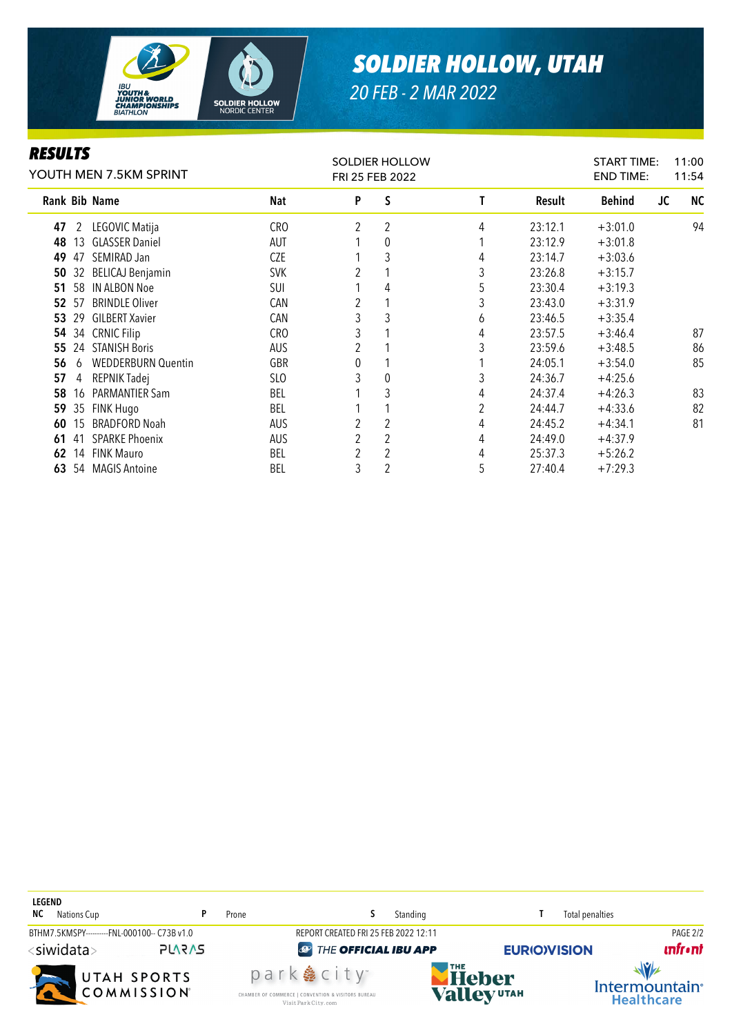# SOLDIER HOLLOW, UTAH

*20 FEB - 2 MAR 2022*

## RESULTS

YOUTH MEN 7.5KM SPRINT

SOLDIER HOLLOW
FRI 25 FEB 2022

START TIME: 11:00
END TIME: 11:54

| Rank | Bib | Name | Nat | P | S | T | Result | Behind | JC | NC |
|---|---|---|---|---|---|---|---|---|---|---|
| **47** | 2 | LEGOVIC Matija | CRO | 2 | 2 | 4 | 23:12.1 | +3:01.0 | | 94 |
| **48** | 13 | GLASSER Daniel | AUT | 1 | 0 | 1 | 23:12.9 | +3:01.8 | | |
| **49** | 47 | SEMIRAD Jan | CZE | 1 | 3 | 4 | 23:14.7 | +3:03.6 | | |
| **50** | 32 | BELICAJ Benjamin | SVK | 2 | 1 | 3 | 23:26.8 | +3:15.7 | | |
| **51** | 58 | IN ALBON Noe | SUI | 1 | 4 | 5 | 23:30.4 | +3:19.3 | | |
| **52** | 57 | BRINDLE Oliver | CAN | 2 | 1 | 3 | 23:43.0 | +3:31.9 | | |
| **53** | 29 | GILBERT Xavier | CAN | 3 | 3 | 6 | 23:46.5 | +3:35.4 | | |
| **54** | 34 | CRNIC Filip | CRO | 3 | 1 | 4 | 23:57.5 | +3:46.4 | | 87 |
| **55** | 24 | STANISH Boris | AUS | 2 | 1 | 3 | 23:59.6 | +3:48.5 | | 86 |
| **56** | 6 | WEDDERBURN Quentin | GBR | 0 | 1 | 1 | 24:05.1 | +3:54.0 | | 85 |
| **57** | 4 | REPNIK Tadej | SLO | 3 | 0 | 3 | 24:36.7 | +4:25.6 | | |
| **58** | 16 | PARMANTIER Sam | BEL | 1 | 3 | 4 | 24:37.4 | +4:26.3 | | 83 |
| **59** | 35 | FINK Hugo | BEL | 1 | 1 | 2 | 24:44.7 | +4:33.6 | | 82 |
| **60** | 15 | BRADFORD Noah | AUS | 2 | 2 | 4 | 24:45.2 | +4:34.1 | | 81 |
| **61** | 41 | SPARKE Phoenix | AUS | 2 | 2 | 4 | 24:49.0 | +4:37.9 | | |
| **62** | 14 | FINK Mauro | BEL | 2 | 2 | 4 | 25:37.3 | +5:26.2 | | |
| **63** | 54 | MAGIS Antoine | BEL | 3 | 2 | 5 | 27:40.4 | +7:29.3 | | |

**LEGEND**

**NC** Nations Cup **P** Prone **S** Standing **T** Total penalties

BTHM7.5KMSPY----------FNL-000100-- C73B v1.0 REPORT CREATED FRI 25 FEB 2022 12:11 PAGE 2/2